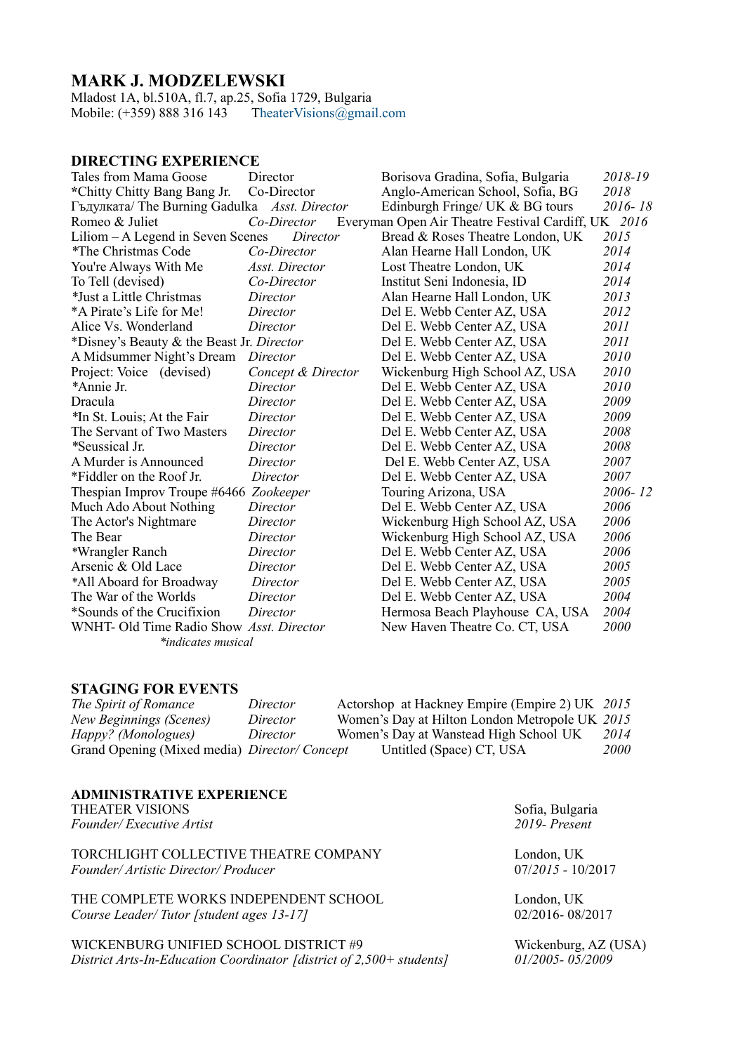# MARK J. MODZELEWSKI

Mladost 1A, bl.510A, fl.7, ap.25, Sofia 1729, Bulgaria
Mobile: (+359) 888 316 143 TheaterVisions@gmail.com

## DIRECTING EXPERIENCE

| | | | |
|---|---|---|---|
| Tales from Mama Goose | Director | Borisova Gradina, Sofia, Bulgaria | *2018-19* |
| *Chitty Chitty Bang Bang Jr. | Co-Director | Anglo-American School, Sofia, BG | *2018* |
| Гъдулката/ The Burning Gadulka | *Asst. Director* | Edinburgh Fringe/ UK & BG tours | *2016- 18* |
| Romeo & Juliet | *Co-Director* | Everyman Open Air Theatre Festival Cardiff, UK | *2016* |
| Liliom – A Legend in Seven Scenes | *Director* | Bread & Roses Theatre London, UK | *2015* |
| *The Christmas Code | *Co-Director* | Alan Hearne Hall London, UK | *2014* |
| You're Always With Me | *Asst. Director* | Lost Theatre London, UK | *2014* |
| To Tell (devised) | *Co-Director* | Institut Seni Indonesia, ID | *2014* |
| *Just a Little Christmas | *Director* | Alan Hearne Hall London, UK | *2013* |
| *A Pirate's Life for Me! | *Director* | Del E. Webb Center AZ, USA | *2012* |
| Alice Vs. Wonderland | *Director* | Del E. Webb Center AZ, USA | *2011* |
| *Disney's Beauty & the Beast Jr. | *Director* | Del E. Webb Center AZ, USA | *2011* |
| A Midsummer Night's Dream | *Director* | Del E. Webb Center AZ, USA | *2010* |
| Project: Voice (devised) | *Concept & Director* | Wickenburg High School AZ, USA | *2010* |
| *Annie Jr. | *Director* | Del E. Webb Center AZ, USA | *2010* |
| Dracula | *Director* | Del E. Webb Center AZ, USA | *2009* |
| *In St. Louis; At the Fair | *Director* | Del E. Webb Center AZ, USA | *2009* |
| The Servant of Two Masters | *Director* | Del E. Webb Center AZ, USA | *2008* |
| *Seussical Jr. | *Director* | Del E. Webb Center AZ, USA | *2008* |
| A Murder is Announced | *Director* | Del E. Webb Center AZ, USA | *2007* |
| *Fiddler on the Roof Jr. | *Director* | Del E. Webb Center AZ, USA | *2007* |
| Thespian Improv Troupe #6466 | *Zookeeper* | Touring Arizona, USA | *2006- 12* |
| Much Ado About Nothing | *Director* | Del E. Webb Center AZ, USA | *2006* |
| The Actor's Nightmare | *Director* | Wickenburg High School AZ, USA | *2006* |
| The Bear | *Director* | Wickenburg High School AZ, USA | *2006* |
| *Wrangler Ranch | *Director* | Del E. Webb Center AZ, USA | *2006* |
| Arsenic & Old Lace | *Director* | Del E. Webb Center AZ, USA | *2005* |
| *All Aboard for Broadway | *Director* | Del E. Webb Center AZ, USA | *2005* |
| The War of the Worlds | *Director* | Del E. Webb Center AZ, USA | *2004* |
| *Sounds of the Crucifixion | *Director* | Hermosa Beach Playhouse CA, USA | *2004* |
| WNHT- Old Time Radio Show | *Asst. Director* | New Haven Theatre Co. CT, USA | *2000* |

*\*indicates musical*

## STAGING FOR EVENTS

| | | | |
|---|---|---|---|
| *The Spirit of Romance* | *Director* | Actorshop at Hackney Empire (Empire 2) UK | *2015* |
| *New Beginnings (Scenes)* | *Director* | Women's Day at Hilton London Metropole UK | *2015* |
| *Happy? (Monologues)* | *Director* | Women's Day at Wanstead High School UK | *2014* |
| Grand Opening (Mixed media) | *Director/ Concept* | Untitled (Space) CT, USA | *2000* |

## ADMINISTRATIVE EXPERIENCE

THEATER VISIONS — Sofia, Bulgaria
*Founder/ Executive Artist* — *2019- Present*

TORCHLIGHT COLLECTIVE THEATRE COMPANY — London, UK
*Founder/ Artistic Director/ Producer* — 07/*2015* - 10/2017

THE COMPLETE WORKS INDEPENDENT SCHOOL — London, UK
*Course Leader/ Tutor [student ages 13-17]* — 02/2016- 08/2017

WICKENBURG UNIFIED SCHOOL DISTRICT #9 — Wickenburg, AZ (USA)
*District Arts-In-Education Coordinator [district of 2,500+ students]* — *01/2005- 05/2009*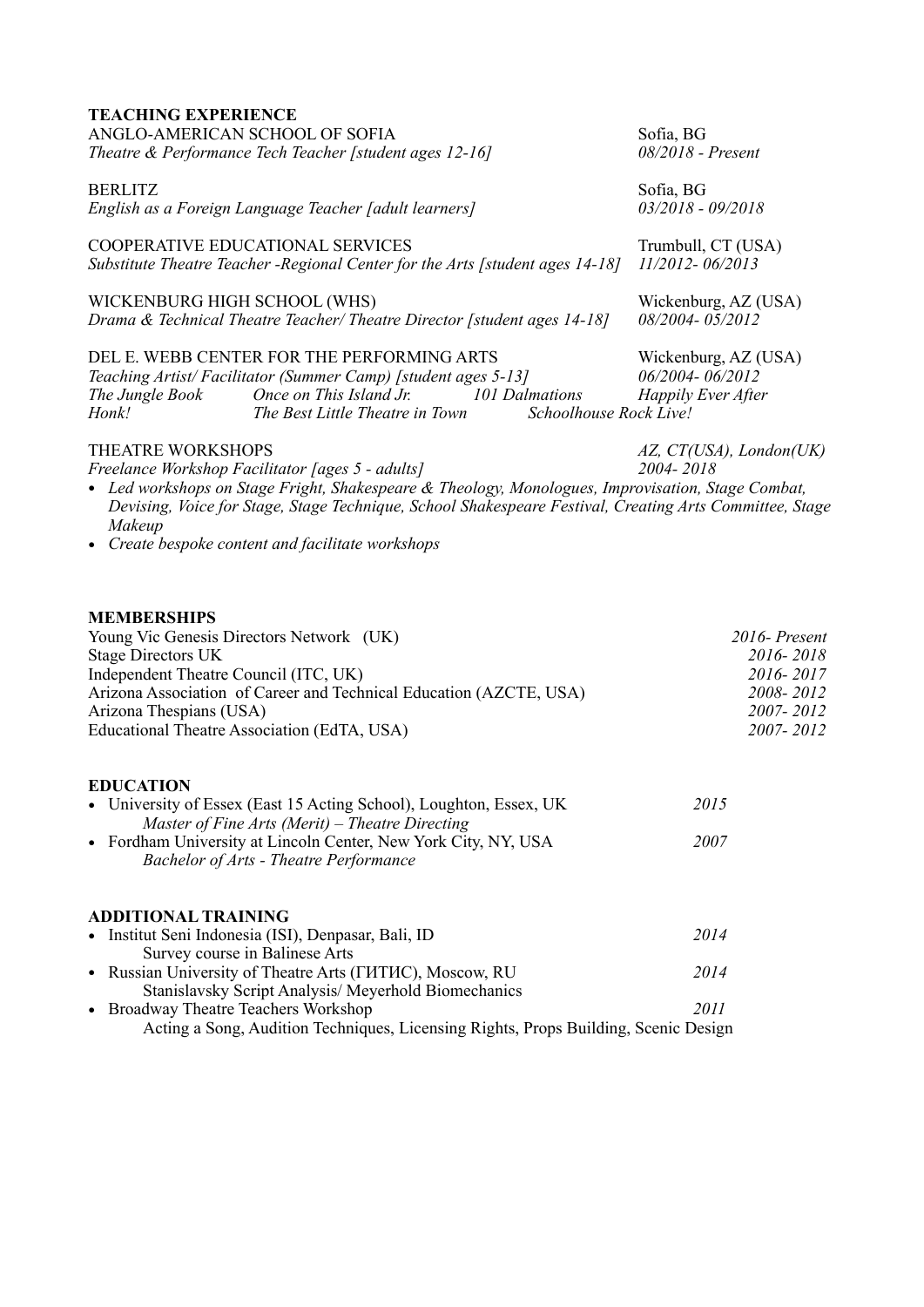## TEACHING EXPERIENCE

ANGLO-AMERICAN SCHOOL OF SOFIA — Sofia, BG
*Theatre & Performance Tech Teacher [student ages 12-16]* — *08/2018 - Present*

BERLITZ — Sofia, BG
*English as a Foreign Language Teacher [adult learners]* — *03/2018 - 09/2018*

COOPERATIVE EDUCATIONAL SERVICES — Trumbull, CT (USA)
*Substitute Theatre Teacher -Regional Center for the Arts [student ages 14-18]* — *11/2012- 06/2013*

WICKENBURG HIGH SCHOOL (WHS) — Wickenburg, AZ (USA)
*Drama & Technical Theatre Teacher/ Theatre Director [student ages 14-18]* — *08/2004- 05/2012*

DEL E. WEBB CENTER FOR THE PERFORMING ARTS — Wickenburg, AZ (USA)
*Teaching Artist/ Facilitator (Summer Camp) [student ages 5-13]* — *06/2004- 06/2012*
*The Jungle Book* — *Once on This Island Jr.* — *101 Dalmations* — *Happily Ever After*
*Honk!* — *The Best Little Theatre in Town* — *Schoolhouse Rock Live!*

THEATRE WORKSHOPS — *AZ, CT(USA), London(UK)*
*Freelance Workshop Facilitator [ages 5 - adults]* — *2004- 2018*

- *Led workshops on Stage Fright, Shakespeare & Theology, Monologues, Improvisation, Stage Combat, Devising, Voice for Stage, Stage Technique, School Shakespeare Festival, Creating Arts Committee, Stage Makeup*
- *Create bespoke content and facilitate workshops*

## MEMBERSHIPS

| | |
|---|---|
| Young Vic Genesis Directors Network (UK) | *2016- Present* |
| Stage Directors UK | *2016- 2018* |
| Independent Theatre Council (ITC, UK) | *2016- 2017* |
| Arizona Association of Career and Technical Education (AZCTE, USA) | *2008- 2012* |
| Arizona Thespians (USA) | *2007- 2012* |
| Educational Theatre Association (EdTA, USA) | *2007- 2012* |

## EDUCATION

- University of Essex (East 15 Acting School), Loughton, Essex, UK — *2015*
  *Master of Fine Arts (Merit) – Theatre Directing*
- Fordham University at Lincoln Center, New York City, NY, USA — *2007*
  *Bachelor of Arts - Theatre Performance*

## ADDITIONAL TRAINING

- Institut Seni Indonesia (ISI), Denpasar, Bali, ID — *2014*
  Survey course in Balinese Arts
- Russian University of Theatre Arts (ГИТИС), Moscow, RU — *2014*
  Stanislavsky Script Analysis/ Meyerhold Biomechanics
- Broadway Theatre Teachers Workshop — *2011*
  Acting a Song, Audition Techniques, Licensing Rights, Props Building, Scenic Design